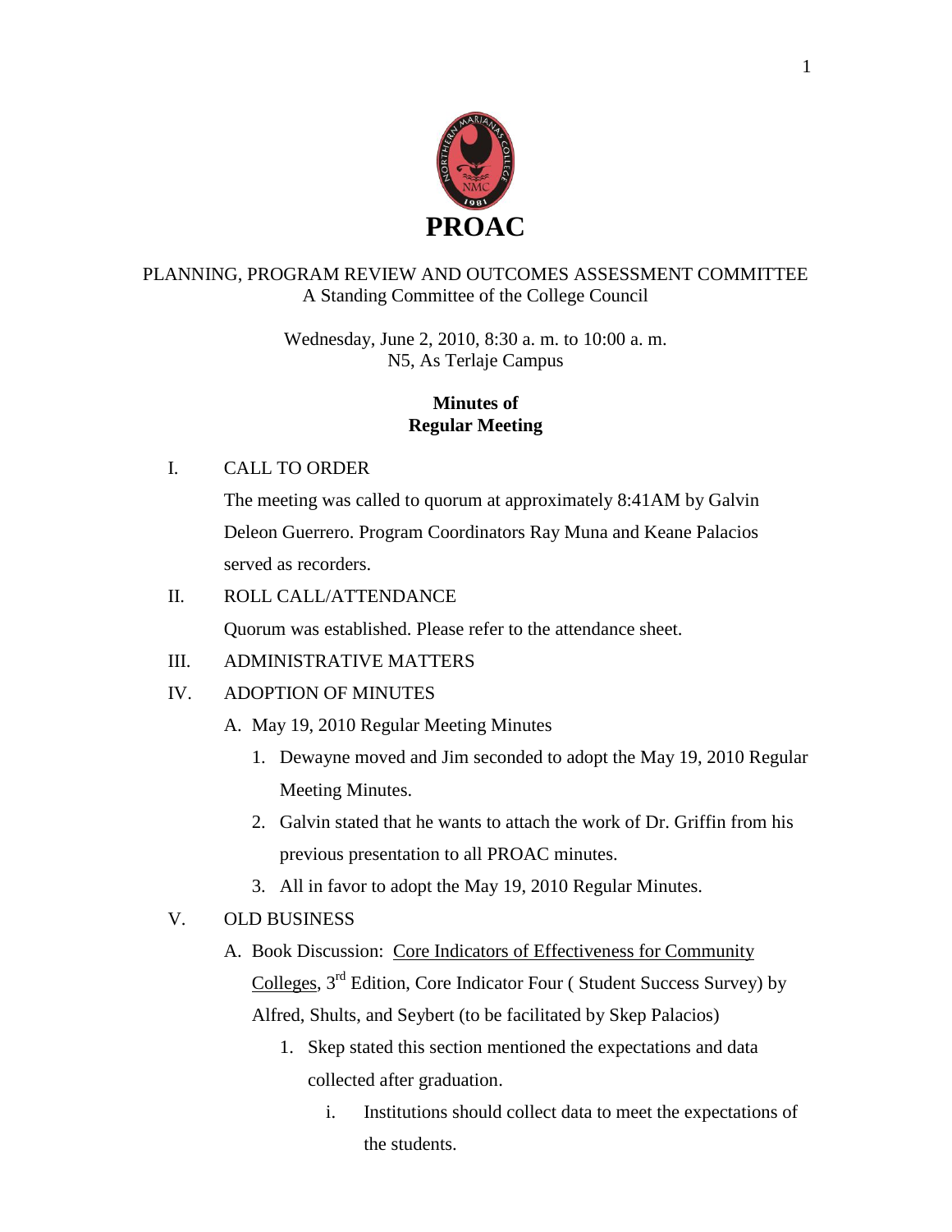# PROAC

PLANNING, PROGRAM REVIEW AND OUTCOMES ASSESSMENT COMMITTEE
A Standing Committee of the College Council

Wednesday, June 2, 2010, 8:30 a. m. to 10:00 a. m.
N5, As Terlaje Campus

**Minutes of**
**Regular Meeting**

I. CALL TO ORDER

The meeting was called to quorum at approximately 8:41AM by Galvin Deleon Guerrero. Program Coordinators Ray Muna and Keane Palacios served as recorders.

II. ROLL CALL/ATTENDANCE

Quorum was established. Please refer to the attendance sheet.

III. ADMINISTRATIVE MATTERS

IV. ADOPTION OF MINUTES

A. May 19, 2010 Regular Meeting Minutes

1. Dewayne moved and Jim seconded to adopt the May 19, 2010 Regular Meeting Minutes.
2. Galvin stated that he wants to attach the work of Dr. Griffin from his previous presentation to all PROAC minutes.
3. All in favor to adopt the May 19, 2010 Regular Minutes.

V. OLD BUSINESS

A. Book Discussion: Core Indicators of Effectiveness for Community Colleges, 3rd Edition, Core Indicator Four ( Student Success Survey) by Alfred, Shults, and Seybert (to be facilitated by Skep Palacios)

1. Skep stated this section mentioned the expectations and data collected after graduation.
    i. Institutions should collect data to meet the expectations of the students.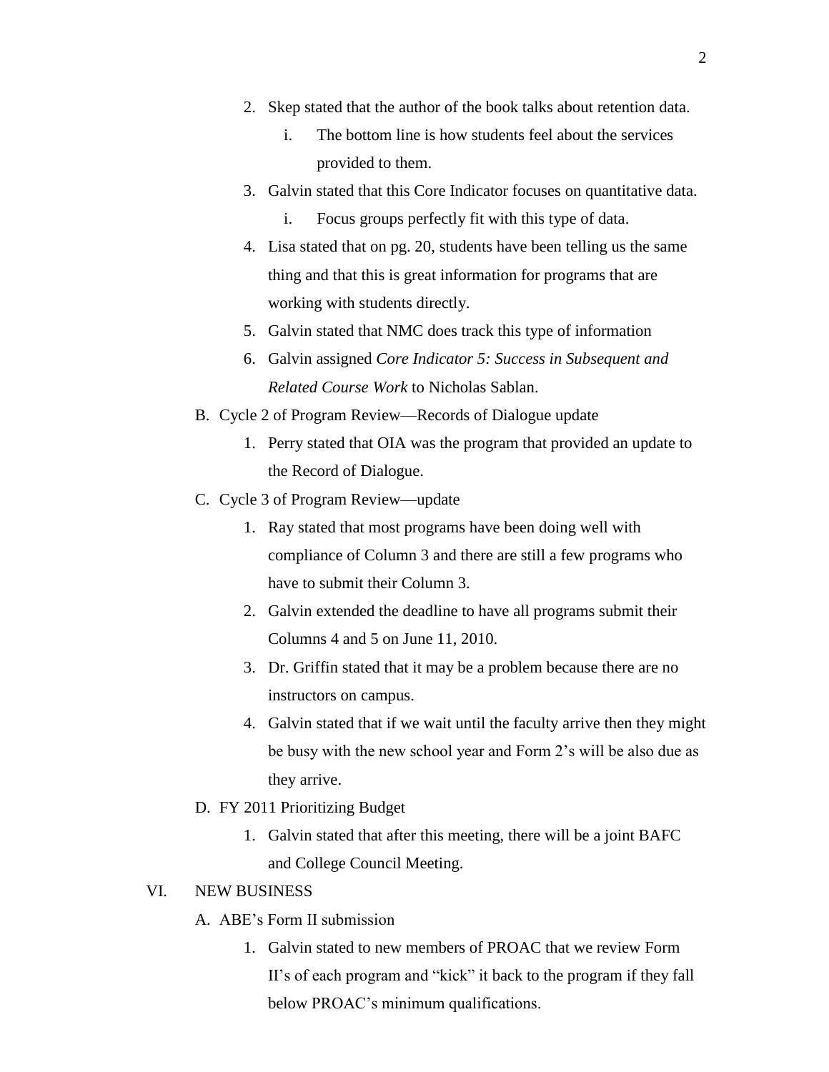2. Skep stated that the author of the book talks about retention data.
    i. The bottom line is how students feel about the services provided to them.
3. Galvin stated that this Core Indicator focuses on quantitative data.
    i. Focus groups perfectly fit with this type of data.
4. Lisa stated that on pg. 20, students have been telling us the same thing and that this is great information for programs that are working with students directly.
5. Galvin stated that NMC does track this type of information
6. Galvin assigned *Core Indicator 5: Success in Subsequent and Related Course Work* to Nicholas Sablan.

B. Cycle 2 of Program Review—Records of Dialogue update

1. Perry stated that OIA was the program that provided an update to the Record of Dialogue.

C. Cycle 3 of Program Review—update

1. Ray stated that most programs have been doing well with compliance of Column 3 and there are still a few programs who have to submit their Column 3.
2. Galvin extended the deadline to have all programs submit their Columns 4 and 5 on June 11, 2010.
3. Dr. Griffin stated that it may be a problem because there are no instructors on campus.
4. Galvin stated that if we wait until the faculty arrive then they might be busy with the new school year and Form 2's will be also due as they arrive.

D. FY 2011 Prioritizing Budget

1. Galvin stated that after this meeting, there will be a joint BAFC and College Council Meeting.

VI. NEW BUSINESS

A. ABE's Form II submission

1. Galvin stated to new members of PROAC that we review Form II's of each program and "kick" it back to the program if they fall below PROAC's minimum qualifications.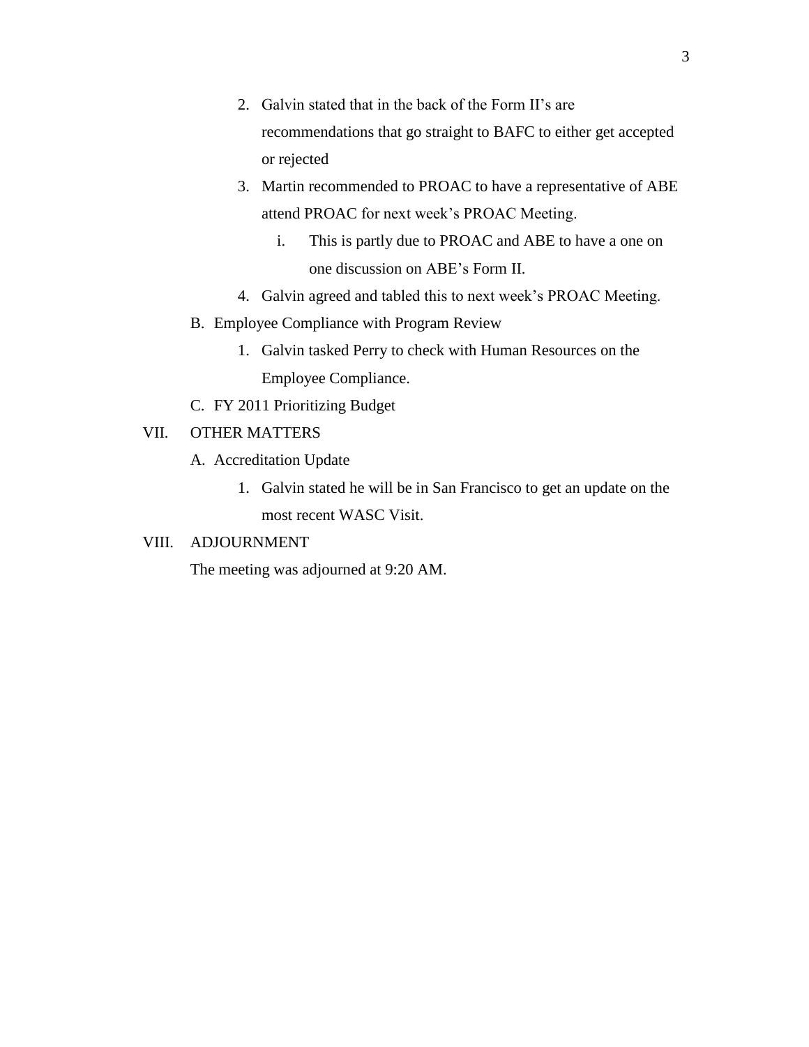2. Galvin stated that in the back of the Form II's are recommendations that go straight to BAFC to either get accepted or rejected
3. Martin recommended to PROAC to have a representative of ABE attend PROAC for next week's PROAC Meeting.
    i. This is partly due to PROAC and ABE to have a one on one discussion on ABE's Form II.
4. Galvin agreed and tabled this to next week's PROAC Meeting.

B. Employee Compliance with Program Review

1. Galvin tasked Perry to check with Human Resources on the Employee Compliance.

C. FY 2011 Prioritizing Budget

VII. OTHER MATTERS

A. Accreditation Update

1. Galvin stated he will be in San Francisco to get an update on the most recent WASC Visit.

VIII. ADJOURNMENT

The meeting was adjourned at 9:20 AM.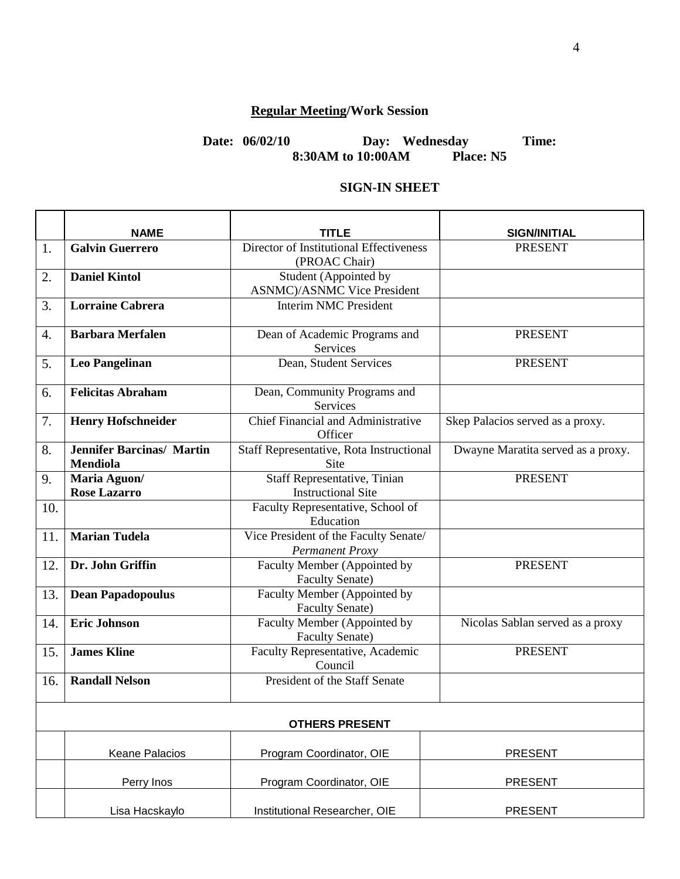**Regular Meeting/Work Session**

**Date: 06/02/10 Day: Wednesday Time: 8:30AM to 10:00AM Place: N5**

**SIGN-IN SHEET**

| | NAME | TITLE | SIGN/INITIAL |
|---|---|---|---|
| 1. | **Galvin Guerrero** | Director of Institutional Effectiveness (PROAC Chair) | PRESENT |
| 2. | **Daniel Kintol** | Student (Appointed by ASNMC)/ASNMC Vice President | |
| 3. | **Lorraine Cabrera** | Interim NMC President | |
| 4. | **Barbara Merfalen** | Dean of Academic Programs and Services | PRESENT |
| 5. | **Leo Pangelinan** | Dean, Student Services | PRESENT |
| 6. | **Felicitas Abraham** | Dean, Community Programs and Services | |
| 7. | **Henry Hofschneider** | Chief Financial and Administrative Officer | Skep Palacios served as a proxy. |
| 8. | **Jennifer Barcinas/ Martin Mendiola** | Staff Representative, Rota Instructional Site | Dwayne Maratita served as a proxy. |
| 9. | **Maria Aguon/ Rose Lazarro** | Staff Representative, Tinian Instructional Site | PRESENT |
| 10. | | Faculty Representative, School of Education | |
| 11. | **Marian Tudela** | Vice President of the Faculty Senate/ *Permanent Proxy* | |
| 12. | **Dr. John Griffin** | Faculty Member (Appointed by Faculty Senate) | PRESENT |
| 13. | **Dean Papadopoulus** | Faculty Member (Appointed by Faculty Senate) | |
| 14. | **Eric Johnson** | Faculty Member (Appointed by Faculty Senate) | Nicolas Sablan served as a proxy |
| 15. | **James Kline** | Faculty Representative, Academic Council | PRESENT |
| 16. | **Randall Nelson** | President of the Staff Senate | |
| | **OTHERS PRESENT** | | |
| | Keane Palacios | Program Coordinator, OIE | PRESENT |
| | Perry Inos | Program Coordinator, OIE | PRESENT |
| | Lisa Hacskaylo | Institutional Researcher, OIE | PRESENT |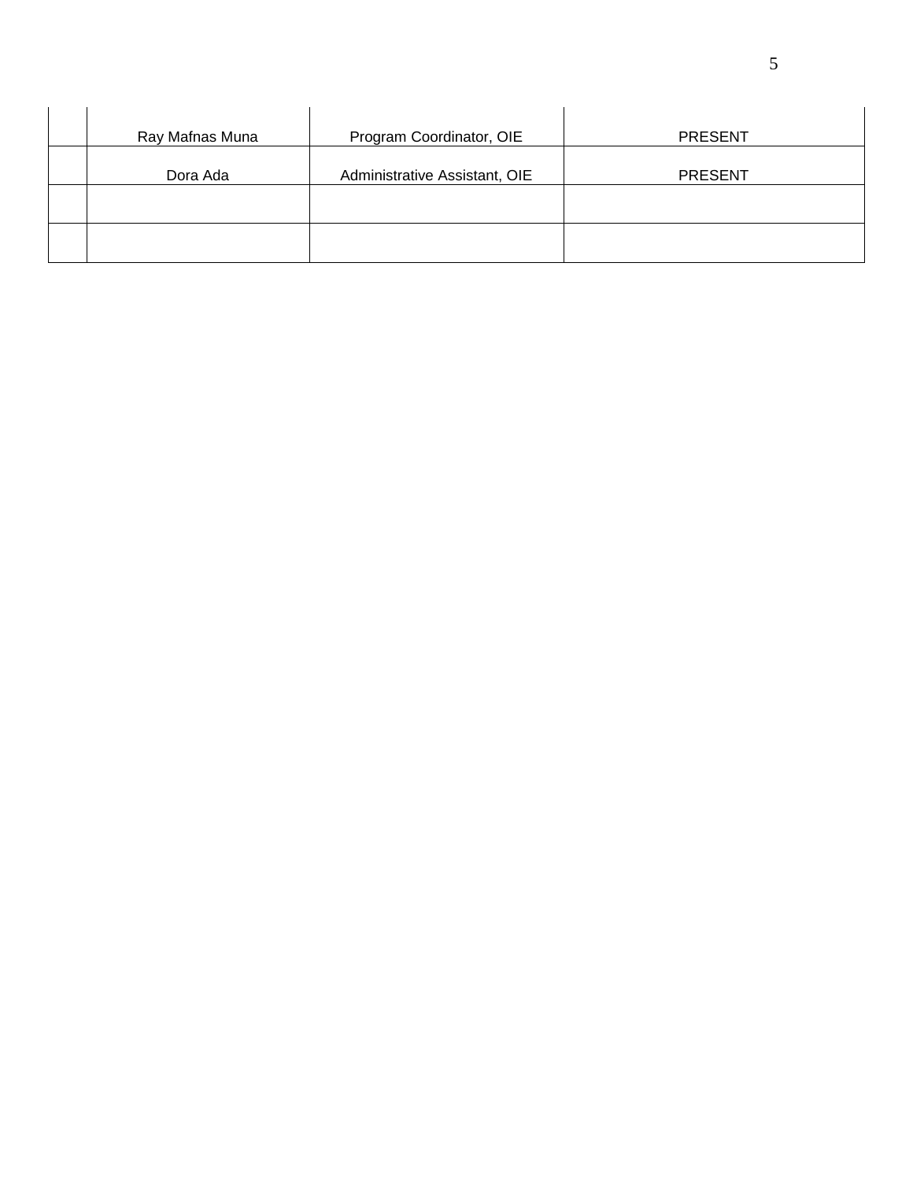| | | | |
|---|---|---|---|
| | Ray Mafnas Muna | Program Coordinator, OIE | PRESENT |
| | Dora Ada | Administrative Assistant, OIE | PRESENT |
| | | | |
| | | | |